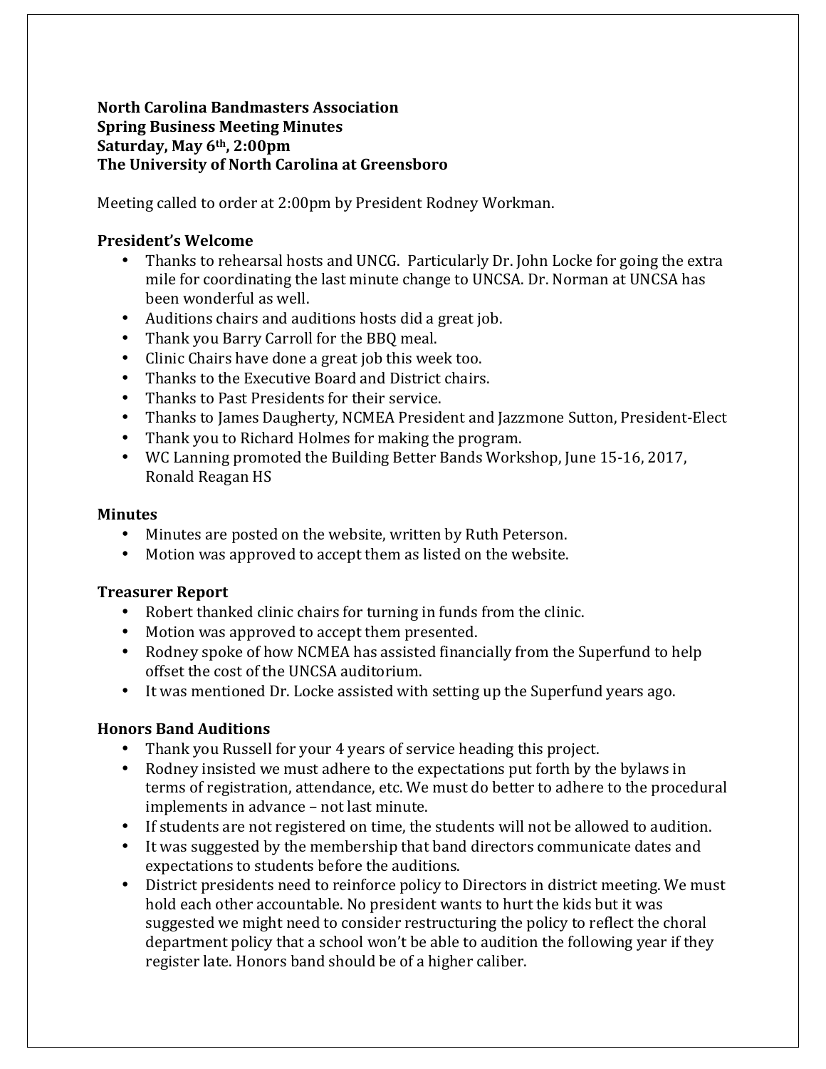**North Carolina Bandmasters Association**
**Spring Business Meeting Minutes**
**Saturday, May 6th, 2:00pm**
**The University of North Carolina at Greensboro**

Meeting called to order at 2:00pm by President Rodney Workman.

**President's Welcome**

- Thanks to rehearsal hosts and UNCG. Particularly Dr. John Locke for going the extra mile for coordinating the last minute change to UNCSA. Dr. Norman at UNCSA has been wonderful as well.
- Auditions chairs and auditions hosts did a great job.
- Thank you Barry Carroll for the BBQ meal.
- Clinic Chairs have done a great job this week too.
- Thanks to the Executive Board and District chairs.
- Thanks to Past Presidents for their service.
- Thanks to James Daugherty, NCMEA President and Jazzmone Sutton, President-Elect
- Thank you to Richard Holmes for making the program.
- WC Lanning promoted the Building Better Bands Workshop, June 15-16, 2017, Ronald Reagan HS

**Minutes**

- Minutes are posted on the website, written by Ruth Peterson.
- Motion was approved to accept them as listed on the website.

**Treasurer Report**

- Robert thanked clinic chairs for turning in funds from the clinic.
- Motion was approved to accept them presented.
- Rodney spoke of how NCMEA has assisted financially from the Superfund to help offset the cost of the UNCSA auditorium.
- It was mentioned Dr. Locke assisted with setting up the Superfund years ago.

**Honors Band Auditions**

- Thank you Russell for your 4 years of service heading this project.
- Rodney insisted we must adhere to the expectations put forth by the bylaws in terms of registration, attendance, etc. We must do better to adhere to the procedural implements in advance – not last minute.
- If students are not registered on time, the students will not be allowed to audition.
- It was suggested by the membership that band directors communicate dates and expectations to students before the auditions.
- District presidents need to reinforce policy to Directors in district meeting. We must hold each other accountable. No president wants to hurt the kids but it was suggested we might need to consider restructuring the policy to reflect the choral department policy that a school won't be able to audition the following year if they register late. Honors band should be of a higher caliber.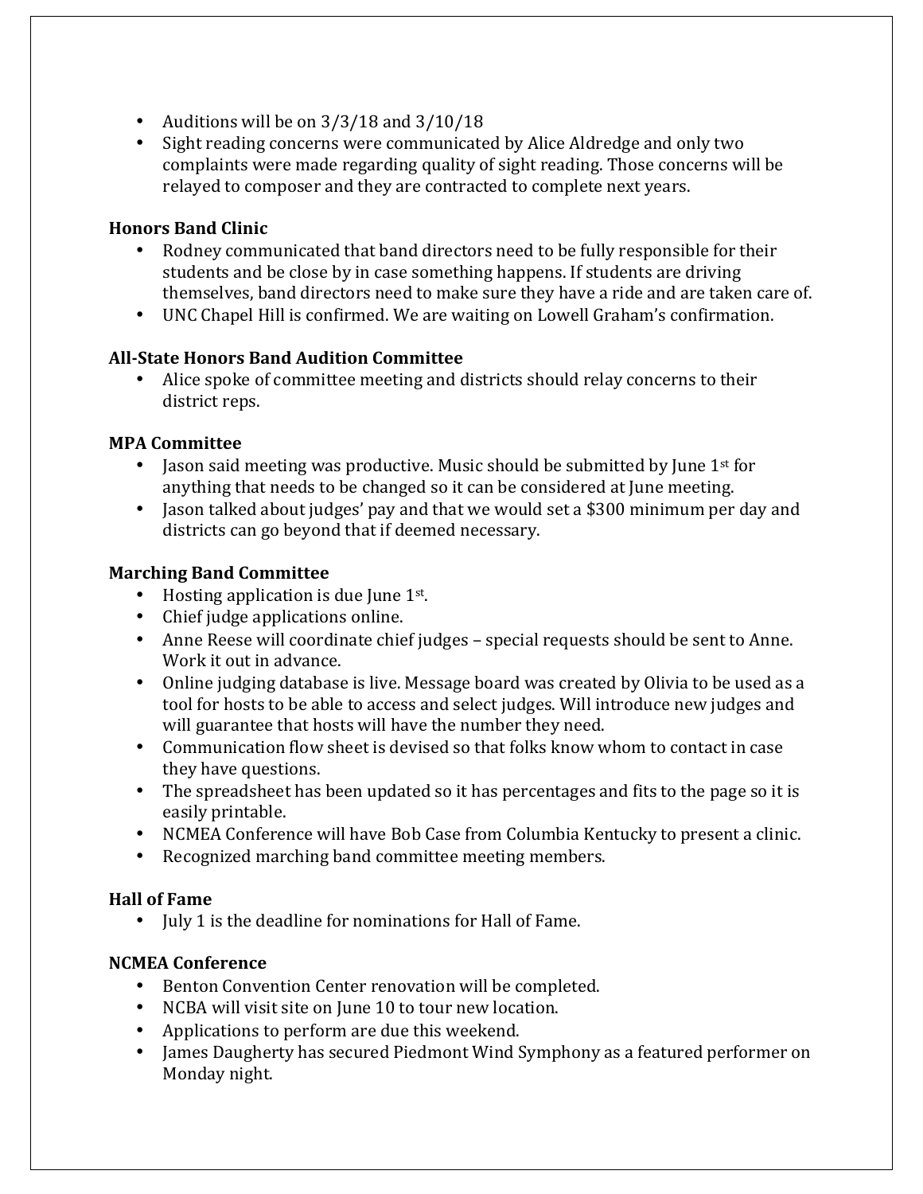- Auditions will be on 3/3/18 and 3/10/18
- Sight reading concerns were communicated by Alice Aldredge and only two complaints were made regarding quality of sight reading. Those concerns will be relayed to composer and they are contracted to complete next years.

**Honors Band Clinic**

- Rodney communicated that band directors need to be fully responsible for their students and be close by in case something happens. If students are driving themselves, band directors need to make sure they have a ride and are taken care of.
- UNC Chapel Hill is confirmed. We are waiting on Lowell Graham's confirmation.

**All-State Honors Band Audition Committee**

- Alice spoke of committee meeting and districts should relay concerns to their district reps.

**MPA Committee**

- Jason said meeting was productive. Music should be submitted by June 1st for anything that needs to be changed so it can be considered at June meeting.
- Jason talked about judges' pay and that we would set a $300 minimum per day and districts can go beyond that if deemed necessary.

**Marching Band Committee**

- Hosting application is due June 1st.
- Chief judge applications online.
- Anne Reese will coordinate chief judges – special requests should be sent to Anne. Work it out in advance.
- Online judging database is live. Message board was created by Olivia to be used as a tool for hosts to be able to access and select judges. Will introduce new judges and will guarantee that hosts will have the number they need.
- Communication flow sheet is devised so that folks know whom to contact in case they have questions.
- The spreadsheet has been updated so it has percentages and fits to the page so it is easily printable.
- NCMEA Conference will have Bob Case from Columbia Kentucky to present a clinic.
- Recognized marching band committee meeting members.

**Hall of Fame**

- July 1 is the deadline for nominations for Hall of Fame.

**NCMEA Conference**

- Benton Convention Center renovation will be completed.
- NCBA will visit site on June 10 to tour new location.
- Applications to perform are due this weekend.
- James Daugherty has secured Piedmont Wind Symphony as a featured performer on Monday night.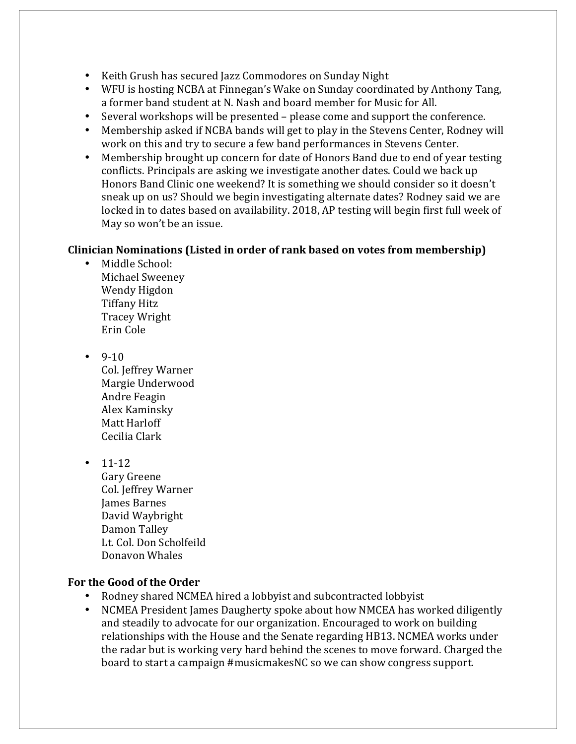- Keith Grush has secured Jazz Commodores on Sunday Night
- WFU is hosting NCBA at Finnegan's Wake on Sunday coordinated by Anthony Tang, a former band student at N. Nash and board member for Music for All.
- Several workshops will be presented – please come and support the conference.
- Membership asked if NCBA bands will get to play in the Stevens Center, Rodney will work on this and try to secure a few band performances in Stevens Center.
- Membership brought up concern for date of Honors Band due to end of year testing conflicts. Principals are asking we investigate another dates. Could we back up Honors Band Clinic one weekend? It is something we should consider so it doesn't sneak up on us? Should we begin investigating alternate dates? Rodney said we are locked in to dates based on availability. 2018, AP testing will begin first full week of May so won't be an issue.

**Clinician Nominations (Listed in order of rank based on votes from membership)**

- Middle School:
  Michael Sweeney
  Wendy Higdon
  Tiffany Hitz
  Tracey Wright
  Erin Cole

- 9-10
  Col. Jeffrey Warner
  Margie Underwood
  Andre Feagin
  Alex Kaminsky
  Matt Harloff
  Cecilia Clark

- 11-12
  Gary Greene
  Col. Jeffrey Warner
  James Barnes
  David Waybright
  Damon Talley
  Lt. Col. Don Scholfeild
  Donavon Whales

**For the Good of the Order**

- Rodney shared NCMEA hired a lobbyist and subcontracted lobbyist
- NCMEA President James Daugherty spoke about how NMCEA has worked diligently and steadily to advocate for our organization. Encouraged to work on building relationships with the House and the Senate regarding HB13. NCMEA works under the radar but is working very hard behind the scenes to move forward. Charged the board to start a campaign #musicmakesNC so we can show congress support.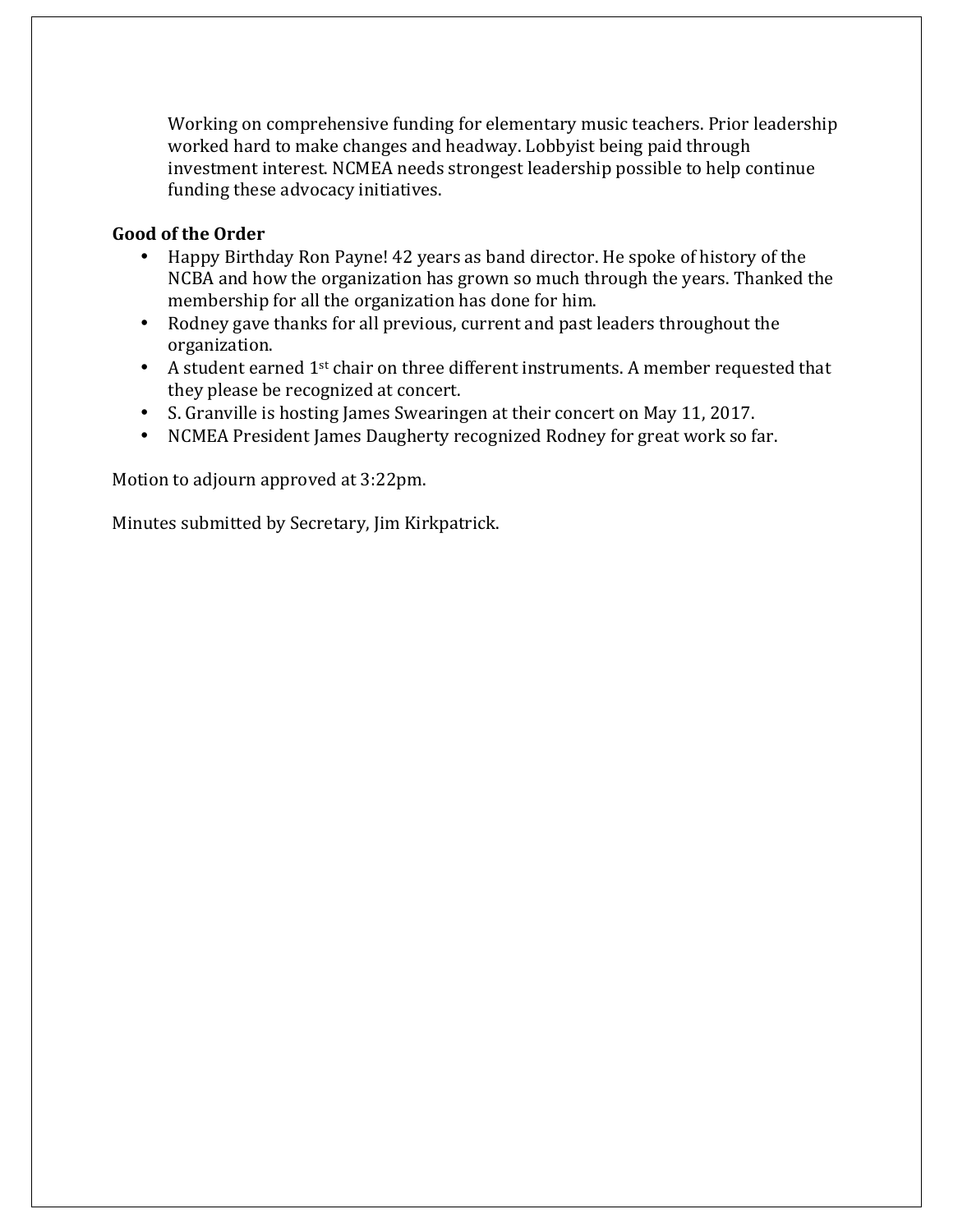Working on comprehensive funding for elementary music teachers. Prior leadership worked hard to make changes and headway. Lobbyist being paid through investment interest. NCMEA needs strongest leadership possible to help continue funding these advocacy initiatives.

**Good of the Order**

- Happy Birthday Ron Payne! 42 years as band director. He spoke of history of the NCBA and how the organization has grown so much through the years. Thanked the membership for all the organization has done for him.
- Rodney gave thanks for all previous, current and past leaders throughout the organization.
- A student earned 1st chair on three different instruments. A member requested that they please be recognized at concert.
- S. Granville is hosting James Swearingen at their concert on May 11, 2017.
- NCMEA President James Daugherty recognized Rodney for great work so far.

Motion to adjourn approved at 3:22pm.

Minutes submitted by Secretary, Jim Kirkpatrick.